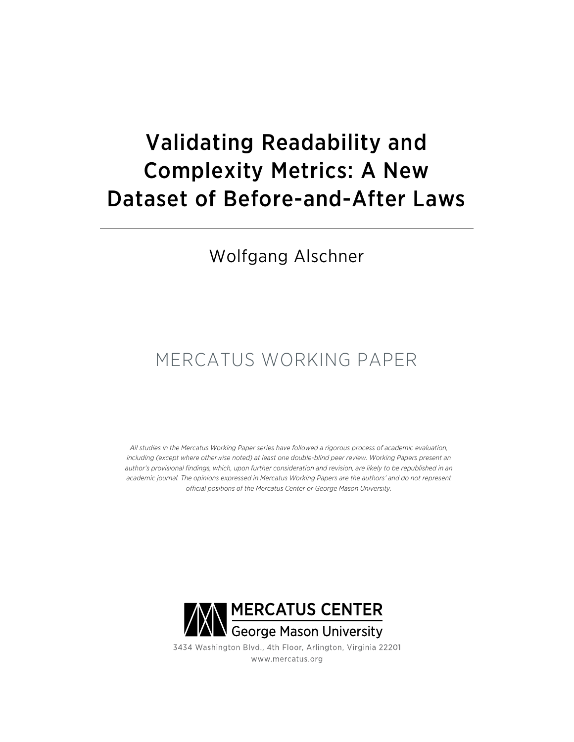# Validating Readability and Complexity Metrics: A New Dataset of Before-and-After Laws

Wolfgang Alschner

MERCATUS WORKING PAPER

*All studies in the Mercatus Working Paper series have followed a rigorous process of academic evaluation, including (except where otherwise noted) at least one double-blind peer review. Working Papers present an author's provisional findings, which, upon further consideration and revision, are likely to be republished in an academic journal. The opinions expressed in Mercatus Working Papers are the authors' and do not represent official positions of the Mercatus Center or George Mason University.*

MERCATUS CENTER
George Mason University

3434 Washington Blvd., 4th Floor, Arlington, Virginia 22201
www.mercatus.org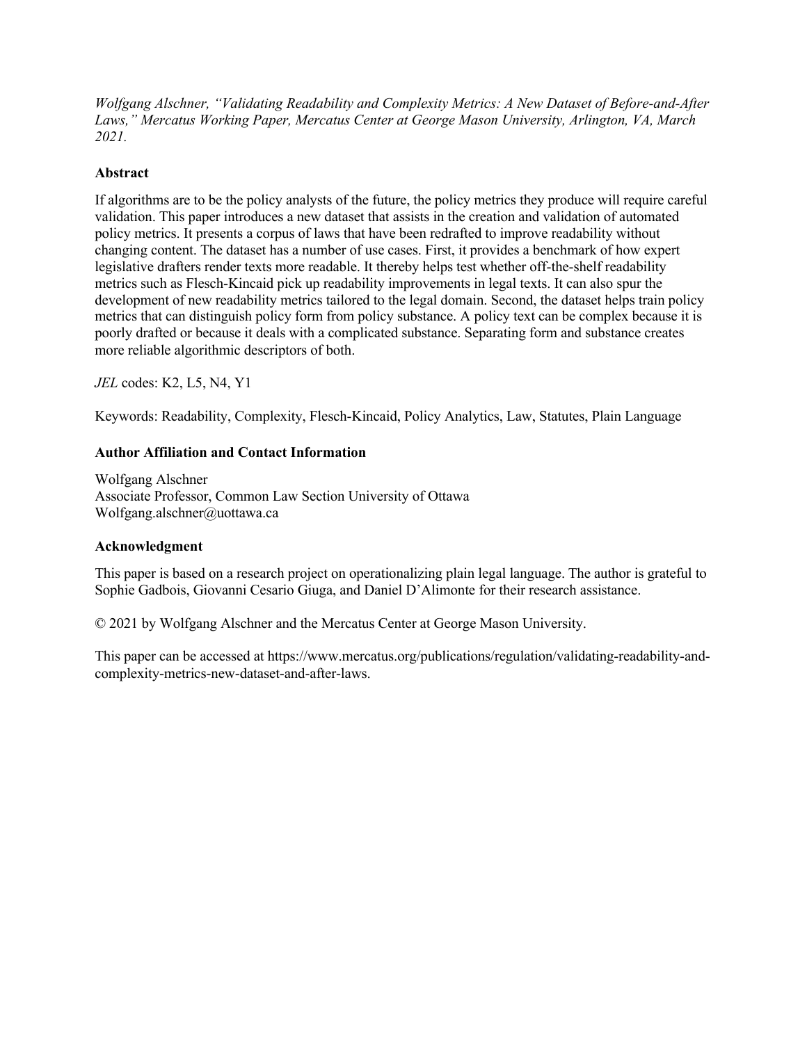*Wolfgang Alschner, "Validating Readability and Complexity Metrics: A New Dataset of Before-and-After Laws," Mercatus Working Paper, Mercatus Center at George Mason University, Arlington, VA, March 2021.*

**Abstract**

If algorithms are to be the policy analysts of the future, the policy metrics they produce will require careful validation. This paper introduces a new dataset that assists in the creation and validation of automated policy metrics. It presents a corpus of laws that have been redrafted to improve readability without changing content. The dataset has a number of use cases. First, it provides a benchmark of how expert legislative drafters render texts more readable. It thereby helps test whether off-the-shelf readability metrics such as Flesch-Kincaid pick up readability improvements in legal texts. It can also spur the development of new readability metrics tailored to the legal domain. Second, the dataset helps train policy metrics that can distinguish policy form from policy substance. A policy text can be complex because it is poorly drafted or because it deals with a complicated substance. Separating form and substance creates more reliable algorithmic descriptors of both.

*JEL* codes: K2, L5, N4, Y1

Keywords: Readability, Complexity, Flesch-Kincaid, Policy Analytics, Law, Statutes, Plain Language

**Author Affiliation and Contact Information**

Wolfgang Alschner
Associate Professor, Common Law Section University of Ottawa
Wolfgang.alschner@uottawa.ca

**Acknowledgment**

This paper is based on a research project on operationalizing plain legal language. The author is grateful to Sophie Gadbois, Giovanni Cesario Giuga, and Daniel D'Alimonte for their research assistance.

© 2021 by Wolfgang Alschner and the Mercatus Center at George Mason University.

This paper can be accessed at https://www.mercatus.org/publications/regulation/validating-readability-and-complexity-metrics-new-dataset-and-after-laws.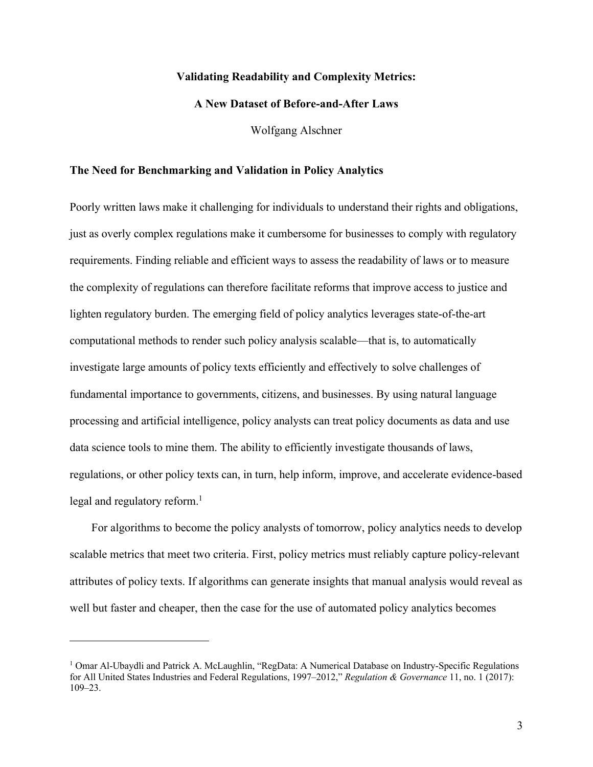**Validating Readability and Complexity Metrics:**

**A New Dataset of Before-and-After Laws**

Wolfgang Alschner

## The Need for Benchmarking and Validation in Policy Analytics

Poorly written laws make it challenging for individuals to understand their rights and obligations, just as overly complex regulations make it cumbersome for businesses to comply with regulatory requirements. Finding reliable and efficient ways to assess the readability of laws or to measure the complexity of regulations can therefore facilitate reforms that improve access to justice and lighten regulatory burden. The emerging field of policy analytics leverages state-of-the-art computational methods to render such policy analysis scalable—that is, to automatically investigate large amounts of policy texts efficiently and effectively to solve challenges of fundamental importance to governments, citizens, and businesses. By using natural language processing and artificial intelligence, policy analysts can treat policy documents as data and use data science tools to mine them. The ability to efficiently investigate thousands of laws, regulations, or other policy texts can, in turn, help inform, improve, and accelerate evidence-based legal and regulatory reform.[1]

For algorithms to become the policy analysts of tomorrow, policy analytics needs to develop scalable metrics that meet two criteria. First, policy metrics must reliably capture policy-relevant attributes of policy texts. If algorithms can generate insights that manual analysis would reveal as well but faster and cheaper, then the case for the use of automated policy analytics becomes

[1] Omar Al-Ubaydli and Patrick A. McLaughlin, "RegData: A Numerical Database on Industry-Specific Regulations for All United States Industries and Federal Regulations, 1997–2012," *Regulation & Governance* 11, no. 1 (2017): 109–23.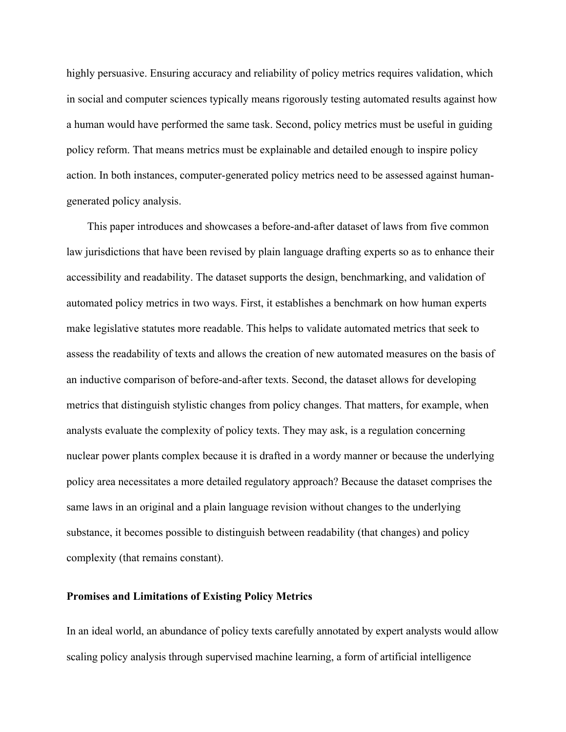highly persuasive. Ensuring accuracy and reliability of policy metrics requires validation, which in social and computer sciences typically means rigorously testing automated results against how a human would have performed the same task. Second, policy metrics must be useful in guiding policy reform. That means metrics must be explainable and detailed enough to inspire policy action. In both instances, computer-generated policy metrics need to be assessed against human-generated policy analysis.

This paper introduces and showcases a before-and-after dataset of laws from five common law jurisdictions that have been revised by plain language drafting experts so as to enhance their accessibility and readability. The dataset supports the design, benchmarking, and validation of automated policy metrics in two ways. First, it establishes a benchmark on how human experts make legislative statutes more readable. This helps to validate automated metrics that seek to assess the readability of texts and allows the creation of new automated measures on the basis of an inductive comparison of before-and-after texts. Second, the dataset allows for developing metrics that distinguish stylistic changes from policy changes. That matters, for example, when analysts evaluate the complexity of policy texts. They may ask, is a regulation concerning nuclear power plants complex because it is drafted in a wordy manner or because the underlying policy area necessitates a more detailed regulatory approach? Because the dataset comprises the same laws in an original and a plain language revision without changes to the underlying substance, it becomes possible to distinguish between readability (that changes) and policy complexity (that remains constant).

## Promises and Limitations of Existing Policy Metrics

In an ideal world, an abundance of policy texts carefully annotated by expert analysts would allow scaling policy analysis through supervised machine learning, a form of artificial intelligence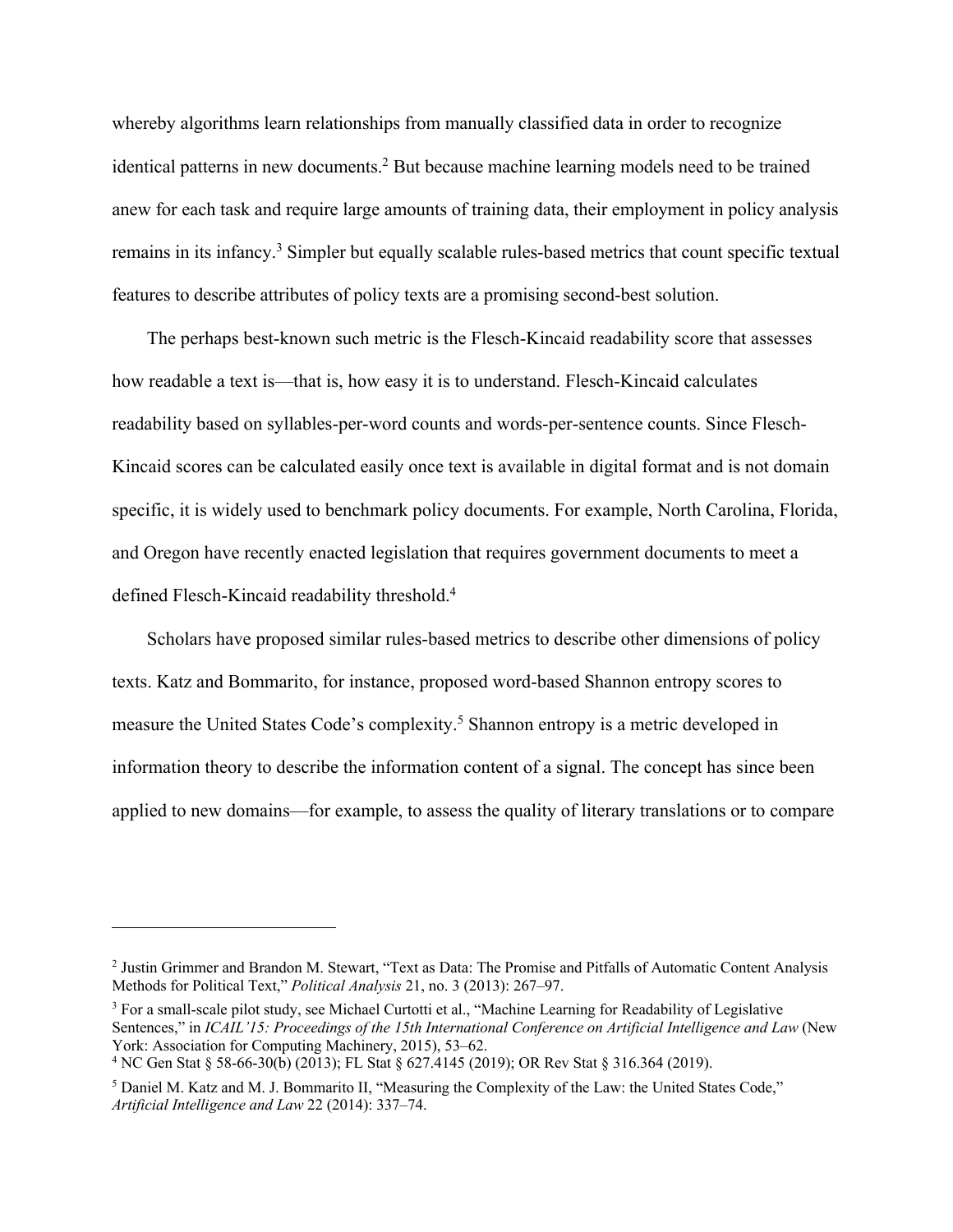whereby algorithms learn relationships from manually classified data in order to recognize identical patterns in new documents.[2] But because machine learning models need to be trained anew for each task and require large amounts of training data, their employment in policy analysis remains in its infancy.[3] Simpler but equally scalable rules-based metrics that count specific textual features to describe attributes of policy texts are a promising second-best solution.

The perhaps best-known such metric is the Flesch-Kincaid readability score that assesses how readable a text is—that is, how easy it is to understand. Flesch-Kincaid calculates readability based on syllables-per-word counts and words-per-sentence counts. Since Flesch-Kincaid scores can be calculated easily once text is available in digital format and is not domain specific, it is widely used to benchmark policy documents. For example, North Carolina, Florida, and Oregon have recently enacted legislation that requires government documents to meet a defined Flesch-Kincaid readability threshold.[4]

Scholars have proposed similar rules-based metrics to describe other dimensions of policy texts. Katz and Bommarito, for instance, proposed word-based Shannon entropy scores to measure the United States Code's complexity.[5] Shannon entropy is a metric developed in information theory to describe the information content of a signal. The concept has since been applied to new domains—for example, to assess the quality of literary translations or to compare

---

[2] Justin Grimmer and Brandon M. Stewart, "Text as Data: The Promise and Pitfalls of Automatic Content Analysis Methods for Political Text," *Political Analysis* 21, no. 3 (2013): 267–97.

[3] For a small-scale pilot study, see Michael Curtotti et al., "Machine Learning for Readability of Legislative Sentences," in *ICAIL'15: Proceedings of the 15th International Conference on Artificial Intelligence and Law* (New York: Association for Computing Machinery, 2015), 53–62.

[4] NC Gen Stat § 58-66-30(b) (2013); FL Stat § 627.4145 (2019); OR Rev Stat § 316.364 (2019).

[5] Daniel M. Katz and M. J. Bommarito II, "Measuring the Complexity of the Law: the United States Code," *Artificial Intelligence and Law* 22 (2014): 337–74.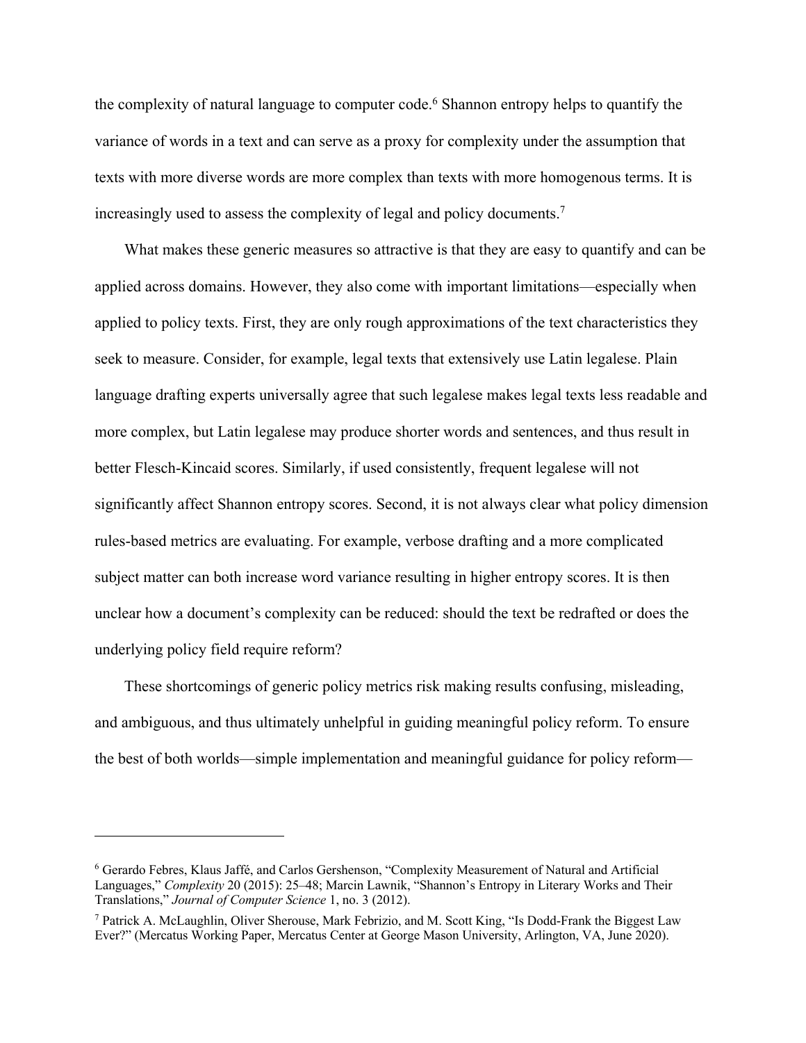the complexity of natural language to computer code.[6] Shannon entropy helps to quantify the variance of words in a text and can serve as a proxy for complexity under the assumption that texts with more diverse words are more complex than texts with more homogenous terms. It is increasingly used to assess the complexity of legal and policy documents.[7]

What makes these generic measures so attractive is that they are easy to quantify and can be applied across domains. However, they also come with important limitations—especially when applied to policy texts. First, they are only rough approximations of the text characteristics they seek to measure. Consider, for example, legal texts that extensively use Latin legalese. Plain language drafting experts universally agree that such legalese makes legal texts less readable and more complex, but Latin legalese may produce shorter words and sentences, and thus result in better Flesch-Kincaid scores. Similarly, if used consistently, frequent legalese will not significantly affect Shannon entropy scores. Second, it is not always clear what policy dimension rules-based metrics are evaluating. For example, verbose drafting and a more complicated subject matter can both increase word variance resulting in higher entropy scores. It is then unclear how a document's complexity can be reduced: should the text be redrafted or does the underlying policy field require reform?

These shortcomings of generic policy metrics risk making results confusing, misleading, and ambiguous, and thus ultimately unhelpful in guiding meaningful policy reform. To ensure the best of both worlds—simple implementation and meaningful guidance for policy reform—

---

[6] Gerardo Febres, Klaus Jaffé, and Carlos Gershenson, "Complexity Measurement of Natural and Artificial Languages," *Complexity* 20 (2015): 25–48; Marcin Lawnik, "Shannon's Entropy in Literary Works and Their Translations," *Journal of Computer Science* 1, no. 3 (2012).

[7] Patrick A. McLaughlin, Oliver Sherouse, Mark Febrizio, and M. Scott King, "Is Dodd-Frank the Biggest Law Ever?" (Mercatus Working Paper, Mercatus Center at George Mason University, Arlington, VA, June 2020).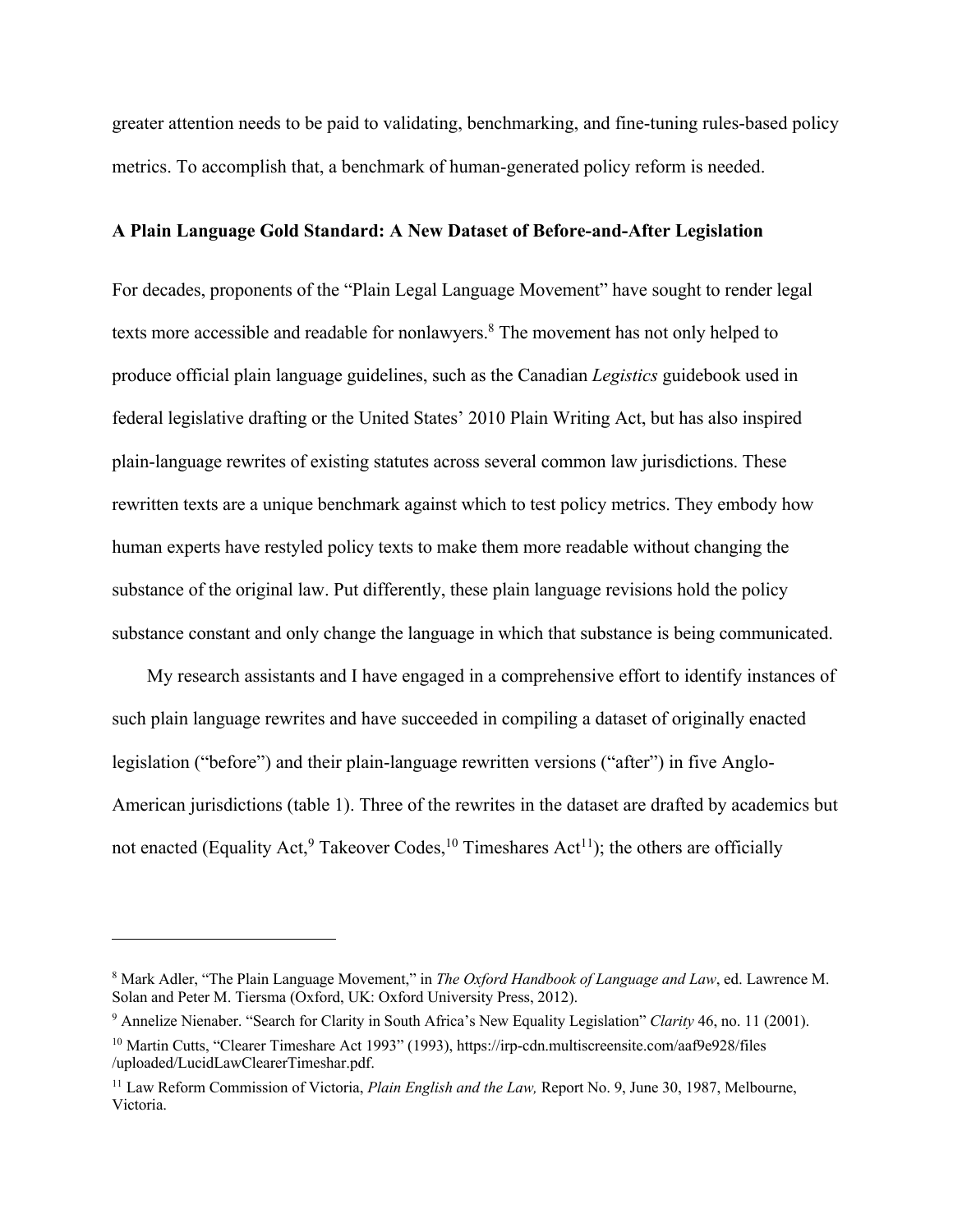greater attention needs to be paid to validating, benchmarking, and fine-tuning rules-based policy metrics. To accomplish that, a benchmark of human-generated policy reform is needed.

## A Plain Language Gold Standard: A New Dataset of Before-and-After Legislation

For decades, proponents of the "Plain Legal Language Movement" have sought to render legal texts more accessible and readable for nonlawyers.[8] The movement has not only helped to produce official plain language guidelines, such as the Canadian *Legistics* guidebook used in federal legislative drafting or the United States' 2010 Plain Writing Act, but has also inspired plain-language rewrites of existing statutes across several common law jurisdictions. These rewritten texts are a unique benchmark against which to test policy metrics. They embody how human experts have restyled policy texts to make them more readable without changing the substance of the original law. Put differently, these plain language revisions hold the policy substance constant and only change the language in which that substance is being communicated.

My research assistants and I have engaged in a comprehensive effort to identify instances of such plain language rewrites and have succeeded in compiling a dataset of originally enacted legislation ("before") and their plain-language rewritten versions ("after") in five Anglo-American jurisdictions (table 1). Three of the rewrites in the dataset are drafted by academics but not enacted (Equality Act,[9] Takeover Codes,[10] Timeshares Act[11]); the others are officially

---

[8] Mark Adler, "The Plain Language Movement," in *The Oxford Handbook of Language and Law*, ed. Lawrence M. Solan and Peter M. Tiersma (Oxford, UK: Oxford University Press, 2012).

[9] Annelize Nienaber. "Search for Clarity in South Africa's New Equality Legislation" *Clarity* 46, no. 11 (2001).

[10] Martin Cutts, "Clearer Timeshare Act 1993" (1993), https://irp-cdn.multiscreensite.com/aaf9e928/files /uploaded/LucidLawClearerTimeshar.pdf.

[11] Law Reform Commission of Victoria, *Plain English and the Law,* Report No. 9, June 30, 1987, Melbourne, Victoria.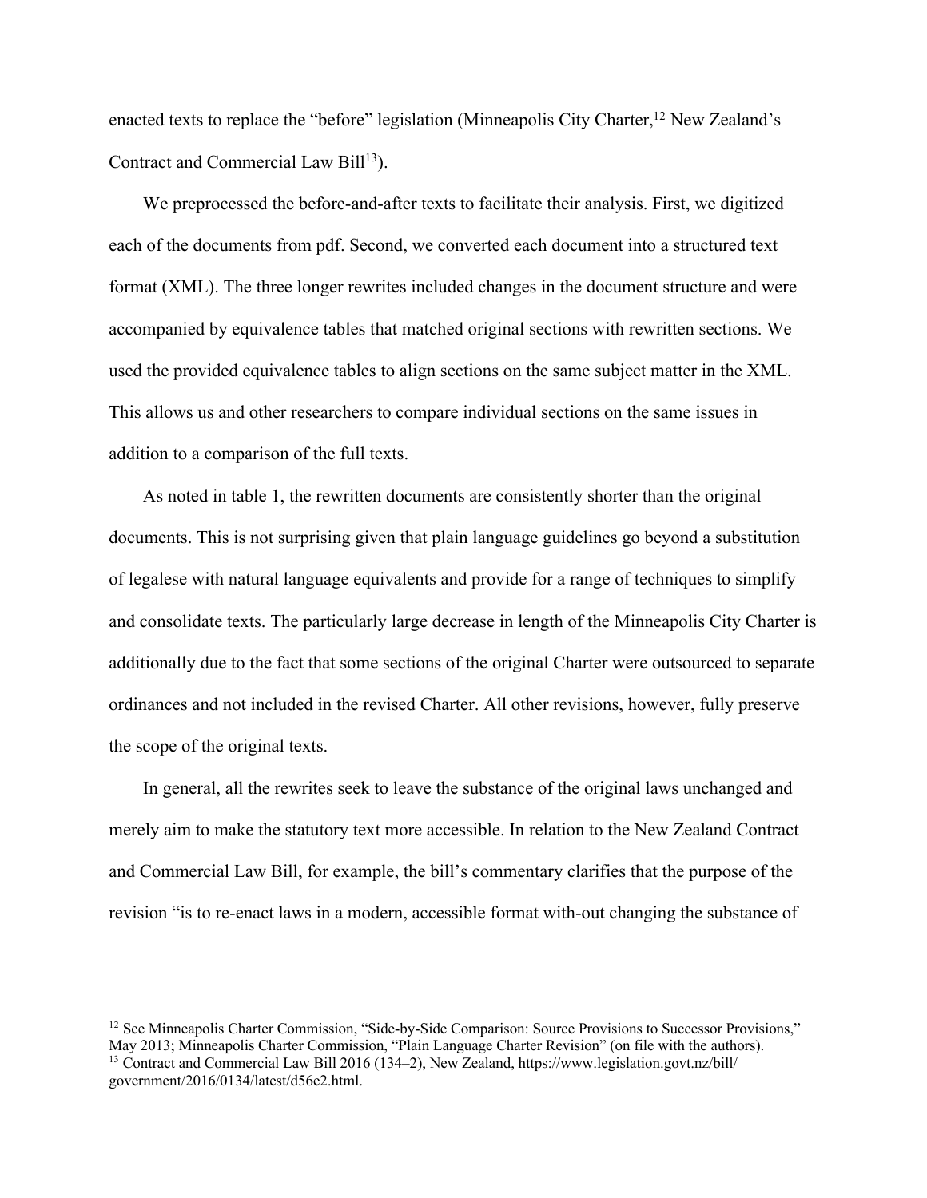enacted texts to replace the "before" legislation (Minneapolis City Charter,[12] New Zealand's Contract and Commercial Law Bill[13]).

We preprocessed the before-and-after texts to facilitate their analysis. First, we digitized each of the documents from pdf. Second, we converted each document into a structured text format (XML). The three longer rewrites included changes in the document structure and were accompanied by equivalence tables that matched original sections with rewritten sections. We used the provided equivalence tables to align sections on the same subject matter in the XML. This allows us and other researchers to compare individual sections on the same issues in addition to a comparison of the full texts.

As noted in table 1, the rewritten documents are consistently shorter than the original documents. This is not surprising given that plain language guidelines go beyond a substitution of legalese with natural language equivalents and provide for a range of techniques to simplify and consolidate texts. The particularly large decrease in length of the Minneapolis City Charter is additionally due to the fact that some sections of the original Charter were outsourced to separate ordinances and not included in the revised Charter. All other revisions, however, fully preserve the scope of the original texts.

In general, all the rewrites seek to leave the substance of the original laws unchanged and merely aim to make the statutory text more accessible. In relation to the New Zealand Contract and Commercial Law Bill, for example, the bill's commentary clarifies that the purpose of the revision "is to re-enact laws in a modern, accessible format with-out changing the substance of

---

[12] See Minneapolis Charter Commission, "Side-by-Side Comparison: Source Provisions to Successor Provisions," May 2013; Minneapolis Charter Commission, "Plain Language Charter Revision" (on file with the authors).

[13] Contract and Commercial Law Bill 2016 (134–2), New Zealand, https://www.legislation.govt.nz/bill/government/2016/0134/latest/d56e2.html.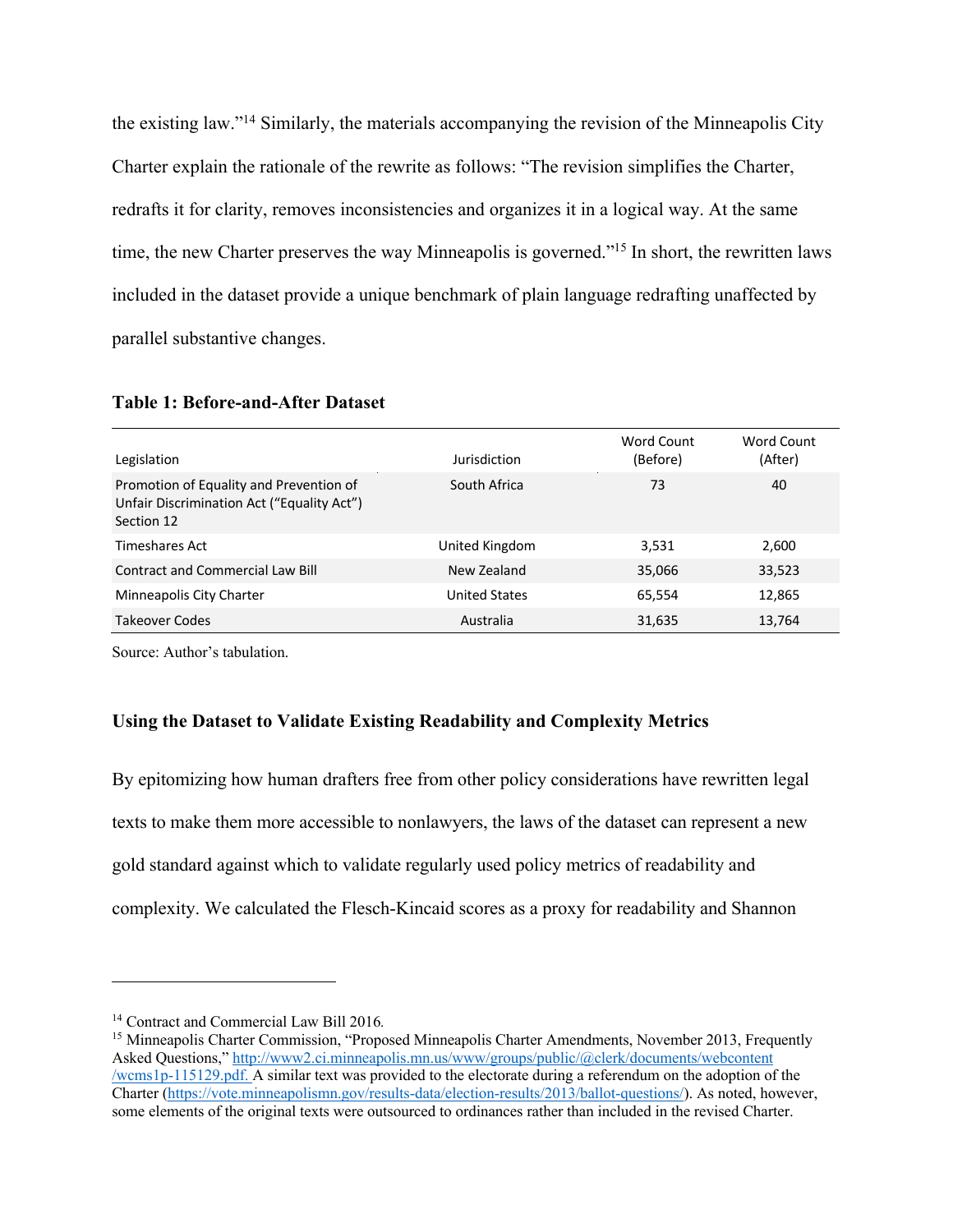the existing law."[14] Similarly, the materials accompanying the revision of the Minneapolis City Charter explain the rationale of the rewrite as follows: "The revision simplifies the Charter, redrafts it for clarity, removes inconsistencies and organizes it in a logical way. At the same time, the new Charter preserves the way Minneapolis is governed."[15] In short, the rewritten laws included in the dataset provide a unique benchmark of plain language redrafting unaffected by parallel substantive changes.

**Table 1: Before-and-After Dataset**

| Legislation | Jurisdiction | Word Count (Before) | Word Count (After) |
|---|---|---|---|
| Promotion of Equality and Prevention of Unfair Discrimination Act ("Equality Act") Section 12 | South Africa | 73 | 40 |
| Timeshares Act | United Kingdom | 3,531 | 2,600 |
| Contract and Commercial Law Bill | New Zealand | 35,066 | 33,523 |
| Minneapolis City Charter | United States | 65,554 | 12,865 |
| Takeover Codes | Australia | 31,635 | 13,764 |

Source: Author's tabulation.

### Using the Dataset to Validate Existing Readability and Complexity Metrics

By epitomizing how human drafters free from other policy considerations have rewritten legal texts to make them more accessible to nonlawyers, the laws of the dataset can represent a new gold standard against which to validate regularly used policy metrics of readability and complexity. We calculated the Flesch-Kincaid scores as a proxy for readability and Shannon

---

[14] Contract and Commercial Law Bill 2016.

[15] Minneapolis Charter Commission, "Proposed Minneapolis Charter Amendments, November 2013, Frequently Asked Questions," http://www2.ci.minneapolis.mn.us/www/groups/public/@clerk/documents/webcontent/wcms1p-115129.pdf. A similar text was provided to the electorate during a referendum on the adoption of the Charter (https://vote.minneapolismn.gov/results-data/election-results/2013/ballot-questions/). As noted, however, some elements of the original texts were outsourced to ordinances rather than included in the revised Charter.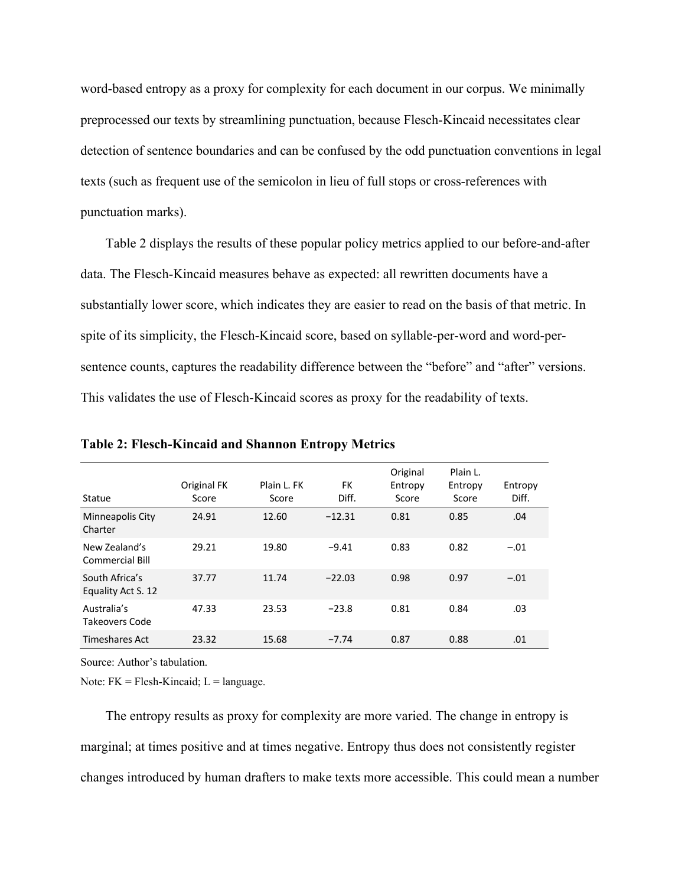word-based entropy as a proxy for complexity for each document in our corpus. We minimally preprocessed our texts by streamlining punctuation, because Flesch-Kincaid necessitates clear detection of sentence boundaries and can be confused by the odd punctuation conventions in legal texts (such as frequent use of the semicolon in lieu of full stops or cross-references with punctuation marks).

Table 2 displays the results of these popular policy metrics applied to our before-and-after data. The Flesch-Kincaid measures behave as expected: all rewritten documents have a substantially lower score, which indicates they are easier to read on the basis of that metric. In spite of its simplicity, the Flesch-Kincaid score, based on syllable-per-word and word-per-sentence counts, captures the readability difference between the "before" and "after" versions. This validates the use of Flesch-Kincaid scores as proxy for the readability of texts.

**Table 2: Flesch-Kincaid and Shannon Entropy Metrics**

| Statue | Original FK Score | Plain L. FK Score | FK Diff. | Original Entropy Score | Plain L. Entropy Score | Entropy Diff. |
|---|---|---|---|---|---|---|
| Minneapolis City Charter | 24.91 | 12.60 | −12.31 | 0.81 | 0.85 | .04 |
| New Zealand's Commercial Bill | 29.21 | 19.80 | −9.41 | 0.83 | 0.82 | −.01 |
| South Africa's Equality Act S. 12 | 37.77 | 11.74 | −22.03 | 0.98 | 0.97 | −.01 |
| Australia's Takeovers Code | 47.33 | 23.53 | −23.8 | 0.81 | 0.84 | .03 |
| Timeshares Act | 23.32 | 15.68 | −7.74 | 0.87 | 0.88 | .01 |

Source: Author's tabulation.

Note: FK = Flesh-Kincaid; L = language.

The entropy results as proxy for complexity are more varied. The change in entropy is marginal; at times positive and at times negative. Entropy thus does not consistently register changes introduced by human drafters to make texts more accessible. This could mean a number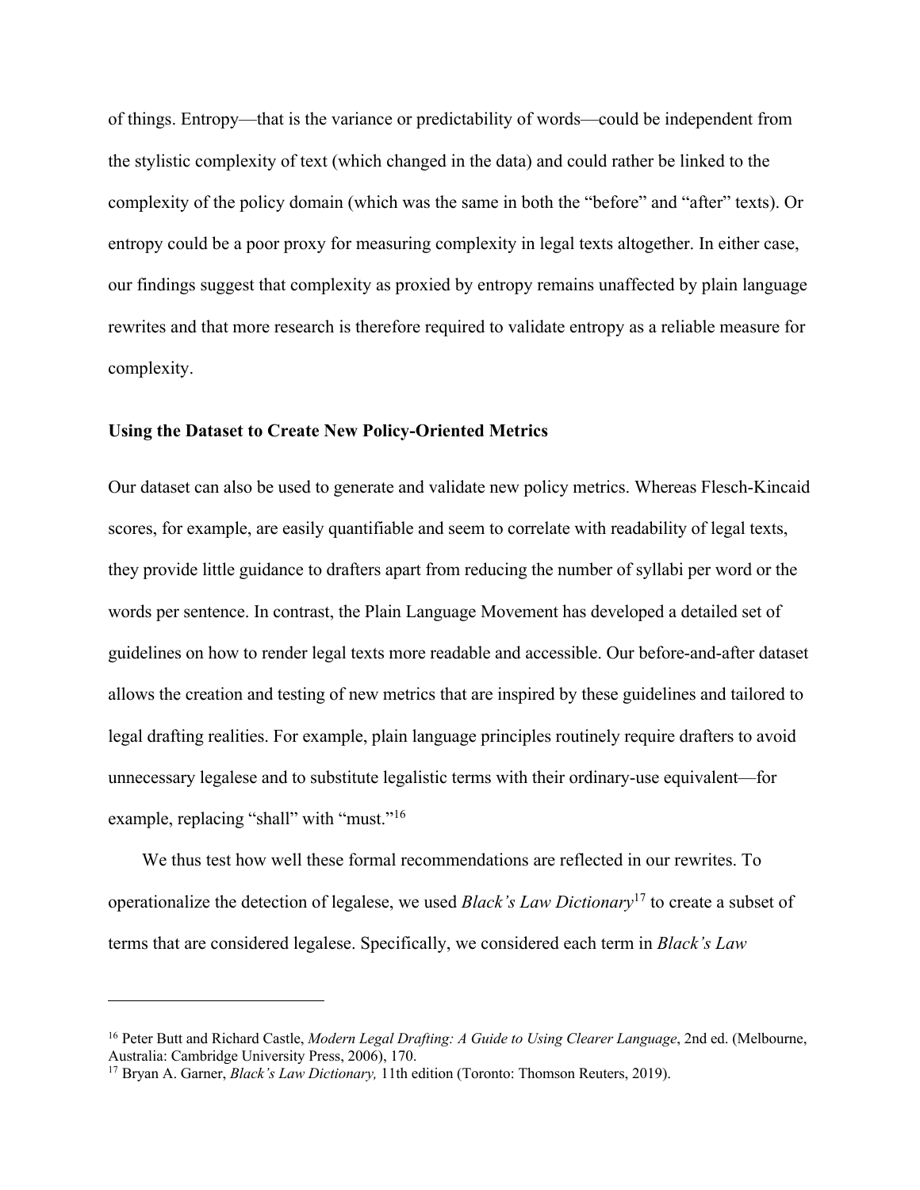of things. Entropy—that is the variance or predictability of words—could be independent from the stylistic complexity of text (which changed in the data) and could rather be linked to the complexity of the policy domain (which was the same in both the "before" and "after" texts). Or entropy could be a poor proxy for measuring complexity in legal texts altogether. In either case, our findings suggest that complexity as proxied by entropy remains unaffected by plain language rewrites and that more research is therefore required to validate entropy as a reliable measure for complexity.

**Using the Dataset to Create New Policy-Oriented Metrics**

Our dataset can also be used to generate and validate new policy metrics. Whereas Flesch-Kincaid scores, for example, are easily quantifiable and seem to correlate with readability of legal texts, they provide little guidance to drafters apart from reducing the number of syllabi per word or the words per sentence. In contrast, the Plain Language Movement has developed a detailed set of guidelines on how to render legal texts more readable and accessible. Our before-and-after dataset allows the creation and testing of new metrics that are inspired by these guidelines and tailored to legal drafting realities. For example, plain language principles routinely require drafters to avoid unnecessary legalese and to substitute legalistic terms with their ordinary-use equivalent—for example, replacing "shall" with "must."[16]

We thus test how well these formal recommendations are reflected in our rewrites. To operationalize the detection of legalese, we used *Black's Law Dictionary*[17] to create a subset of terms that are considered legalese. Specifically, we considered each term in *Black's Law*

[16] Peter Butt and Richard Castle, *Modern Legal Drafting: A Guide to Using Clearer Language*, 2nd ed. (Melbourne, Australia: Cambridge University Press, 2006), 170.

[17] Bryan A. Garner, *Black's Law Dictionary,* 11th edition (Toronto: Thomson Reuters, 2019).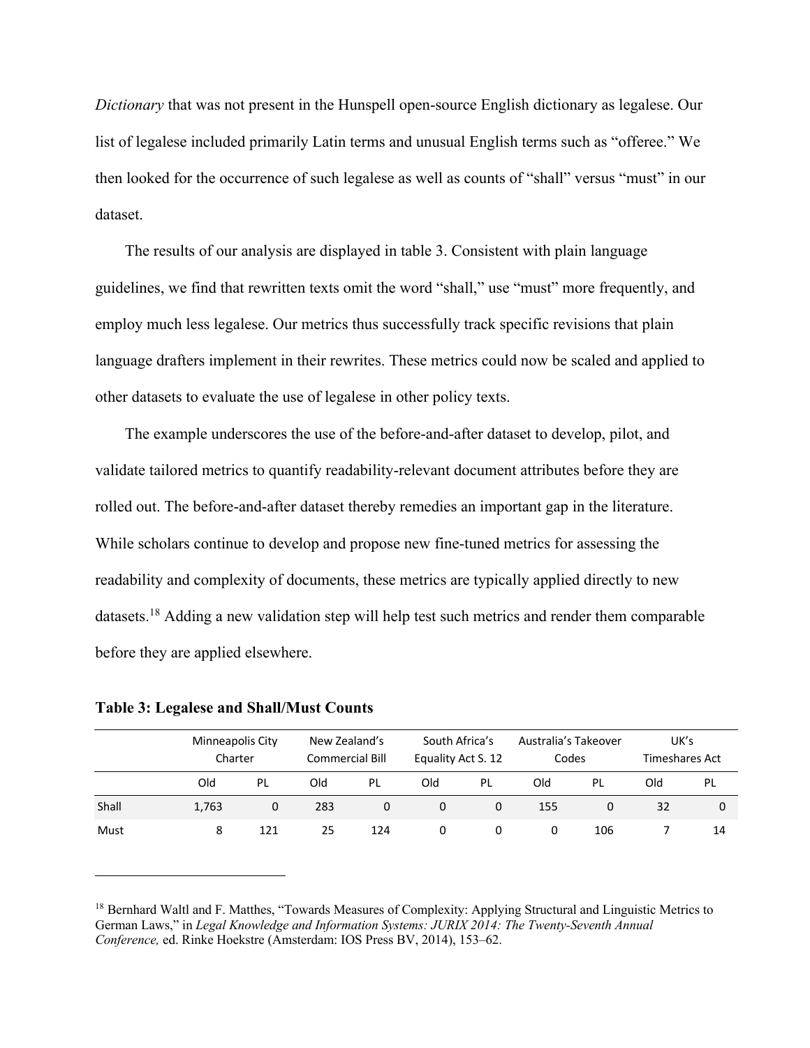*Dictionary* that was not present in the Hunspell open-source English dictionary as legalese. Our list of legalese included primarily Latin terms and unusual English terms such as "offeree." We then looked for the occurrence of such legalese as well as counts of "shall" versus "must" in our dataset.

The results of our analysis are displayed in table 3. Consistent with plain language guidelines, we find that rewritten texts omit the word "shall," use "must" more frequently, and employ much less legalese. Our metrics thus successfully track specific revisions that plain language drafters implement in their rewrites. These metrics could now be scaled and applied to other datasets to evaluate the use of legalese in other policy texts.

The example underscores the use of the before-and-after dataset to develop, pilot, and validate tailored metrics to quantify readability-relevant document attributes before they are rolled out. The before-and-after dataset thereby remedies an important gap in the literature. While scholars continue to develop and propose new fine-tuned metrics for assessing the readability and complexity of documents, these metrics are typically applied directly to new datasets.[18] Adding a new validation step will help test such metrics and render them comparable before they are applied elsewhere.

**Table 3: Legalese and Shall/Must Counts**

| | Minneapolis City Charter | | New Zealand's Commercial Bill | | South Africa's Equality Act S. 12 | | Australia's Takeover Codes | | UK's Timeshares Act | |
|---|---|---|---|---|---|---|---|---|---|---|
| | Old | PL | Old | PL | Old | PL | Old | PL | Old | PL |
| Shall | 1,763 | 0 | 283 | 0 | 0 | 0 | 155 | 0 | 32 | 0 |
| Must | 8 | 121 | 25 | 124 | 0 | 0 | 0 | 106 | 7 | 14 |

[18] Bernhard Waltl and F. Matthes, "Towards Measures of Complexity: Applying Structural and Linguistic Metrics to German Laws," in *Legal Knowledge and Information Systems: JURIX 2014: The Twenty-Seventh Annual Conference,* ed. Rinke Hoekstre (Amsterdam: IOS Press BV, 2014), 153–62.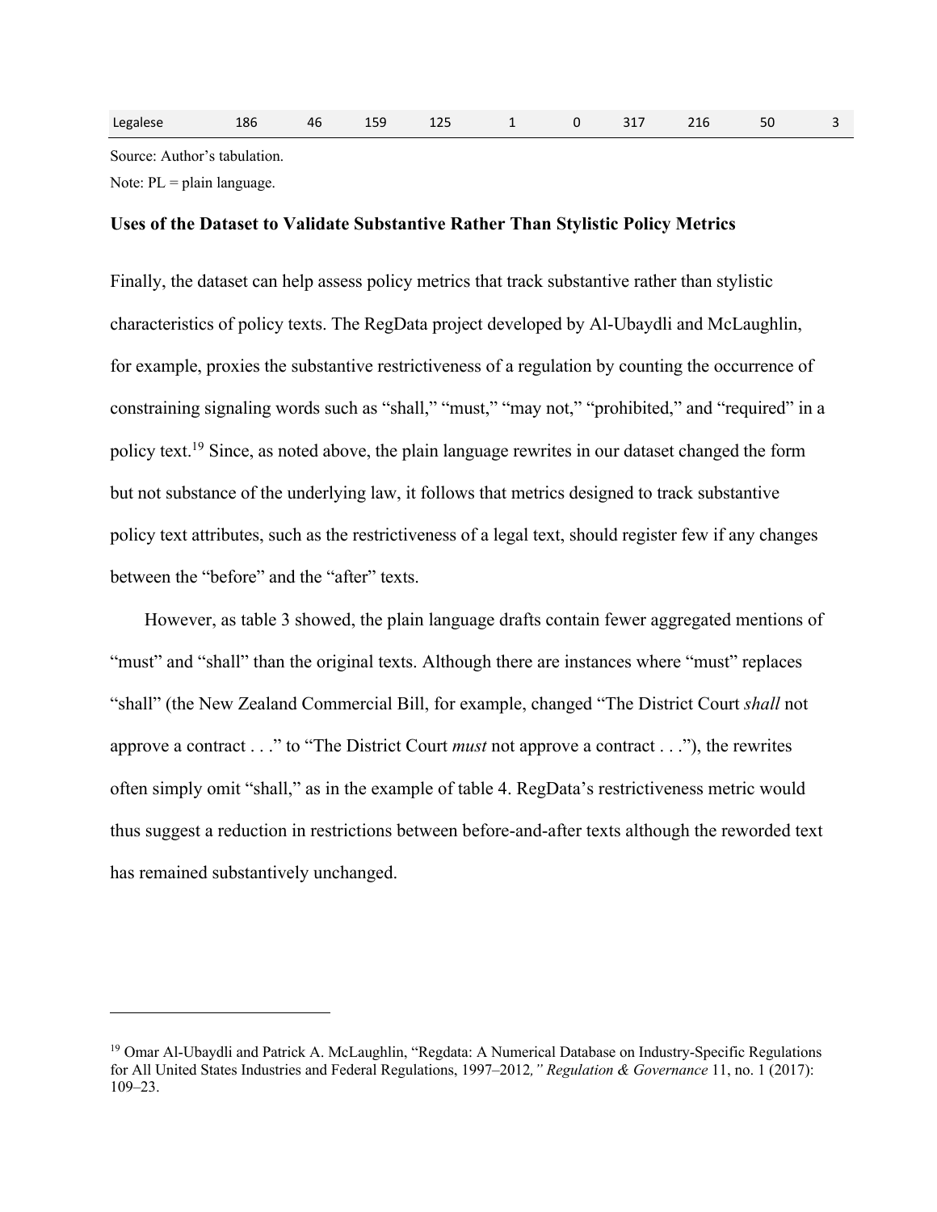| Legalese | 186 | 46 | 159 | 125 | 1 | 0 | 317 | 216 | 50 | 3 |
|---|---|---|---|---|---|---|---|---|---|---|

Source: Author's tabulation.

Note: PL = plain language.

**Uses of the Dataset to Validate Substantive Rather Than Stylistic Policy Metrics**

Finally, the dataset can help assess policy metrics that track substantive rather than stylistic characteristics of policy texts. The RegData project developed by Al-Ubaydli and McLaughlin, for example, proxies the substantive restrictiveness of a regulation by counting the occurrence of constraining signaling words such as "shall," "must," "may not," "prohibited," and "required" in a policy text.[19] Since, as noted above, the plain language rewrites in our dataset changed the form but not substance of the underlying law, it follows that metrics designed to track substantive policy text attributes, such as the restrictiveness of a legal text, should register few if any changes between the "before" and the "after" texts.

However, as table 3 showed, the plain language drafts contain fewer aggregated mentions of "must" and "shall" than the original texts. Although there are instances where "must" replaces "shall" (the New Zealand Commercial Bill, for example, changed "The District Court *shall* not approve a contract . . ." to "The District Court *must* not approve a contract . . ."), the rewrites often simply omit "shall," as in the example of table 4. RegData's restrictiveness metric would thus suggest a reduction in restrictions between before-and-after texts although the reworded text has remained substantively unchanged.

[19] Omar Al-Ubaydli and Patrick A. McLaughlin, "Regdata: A Numerical Database on Industry-Specific Regulations for All United States Industries and Federal Regulations, 1997–2012*," Regulation & Governance* 11, no. 1 (2017): 109–23.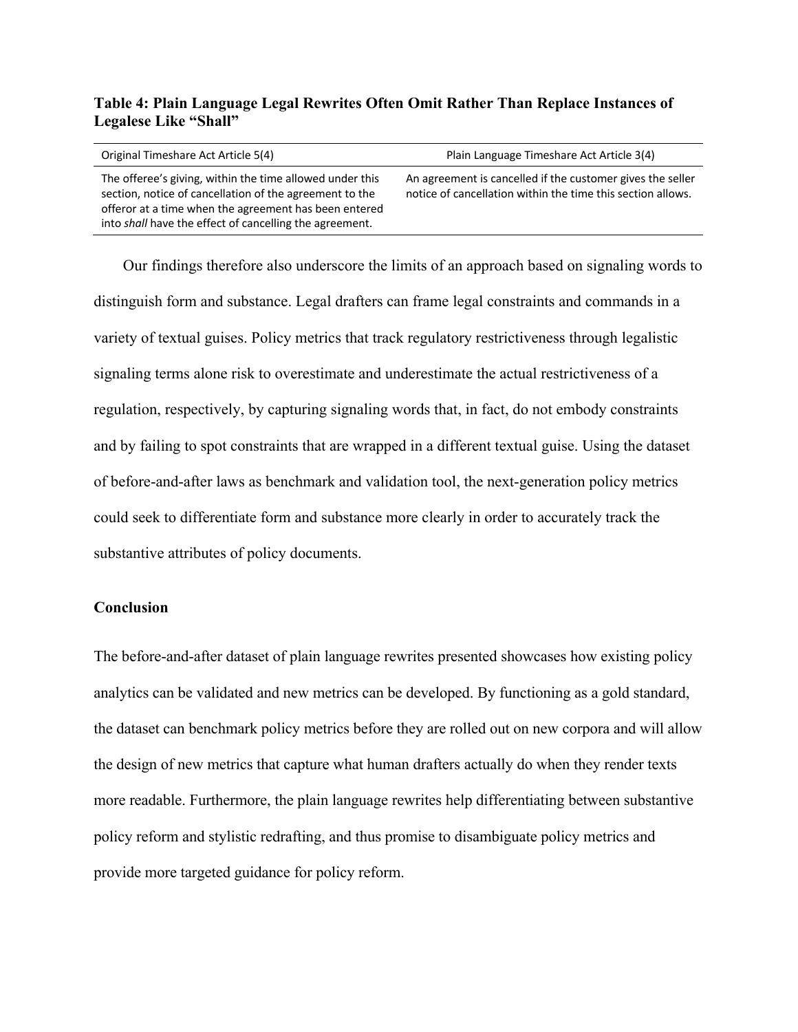**Table 4: Plain Language Legal Rewrites Often Omit Rather Than Replace Instances of Legalese Like "Shall"**

| Original Timeshare Act Article 5(4) | Plain Language Timeshare Act Article 3(4) |
|---|---|
| The offeree's giving, within the time allowed under this section, notice of cancellation of the agreement to the offeror at a time when the agreement has been entered into *shall* have the effect of cancelling the agreement. | An agreement is cancelled if the customer gives the seller notice of cancellation within the time this section allows. |

Our findings therefore also underscore the limits of an approach based on signaling words to distinguish form and substance. Legal drafters can frame legal constraints and commands in a variety of textual guises. Policy metrics that track regulatory restrictiveness through legalistic signaling terms alone risk to overestimate and underestimate the actual restrictiveness of a regulation, respectively, by capturing signaling words that, in fact, do not embody constraints and by failing to spot constraints that are wrapped in a different textual guise. Using the dataset of before-and-after laws as benchmark and validation tool, the next-generation policy metrics could seek to differentiate form and substance more clearly in order to accurately track the substantive attributes of policy documents.

**Conclusion**

The before-and-after dataset of plain language rewrites presented showcases how existing policy analytics can be validated and new metrics can be developed. By functioning as a gold standard, the dataset can benchmark policy metrics before they are rolled out on new corpora and will allow the design of new metrics that capture what human drafters actually do when they render texts more readable. Furthermore, the plain language rewrites help differentiating between substantive policy reform and stylistic redrafting, and thus promise to disambiguate policy metrics and provide more targeted guidance for policy reform.